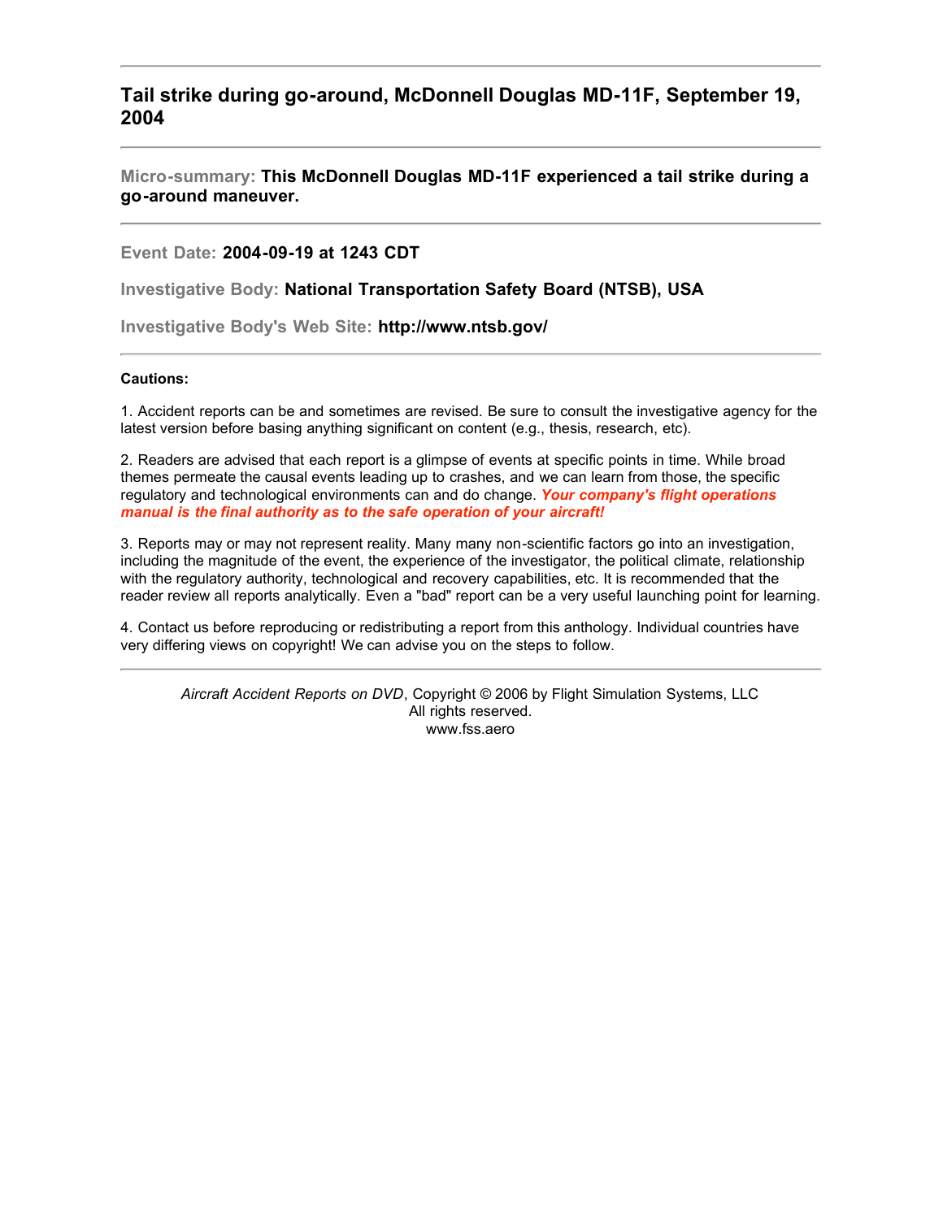# Tail strike during go-around, McDonnell Douglas MD-11F, September 19, 2004

---

**Micro-summary:** **This McDonnell Douglas MD-11F experienced a tail strike during a go-around maneuver.**

---

**Event Date:** **2004-09-19 at 1243 CDT**

**Investigative Body:** **National Transportation Safety Board (NTSB), USA**

**Investigative Body's Web Site:** **http://www.ntsb.gov/**

---

**Cautions:**

1. Accident reports can be and sometimes are revised. Be sure to consult the investigative agency for the latest version before basing anything significant on content (e.g., thesis, research, etc).

2. Readers are advised that each report is a glimpse of events at specific points in time. While broad themes permeate the causal events leading up to crashes, and we can learn from those, the specific regulatory and technological environments can and do change. ***Your company's flight operations manual is the final authority as to the safe operation of your aircraft!***

3. Reports may or may not represent reality. Many many non-scientific factors go into an investigation, including the magnitude of the event, the experience of the investigator, the political climate, relationship with the regulatory authority, technological and recovery capabilities, etc. It is recommended that the reader review all reports analytically. Even a "bad" report can be a very useful launching point for learning.

4. Contact us before reproducing or redistributing a report from this anthology. Individual countries have very differing views on copyright! We can advise you on the steps to follow.

---

*Aircraft Accident Reports on DVD*, Copyright © 2006 by Flight Simulation Systems, LLC
All rights reserved.
www.fss.aero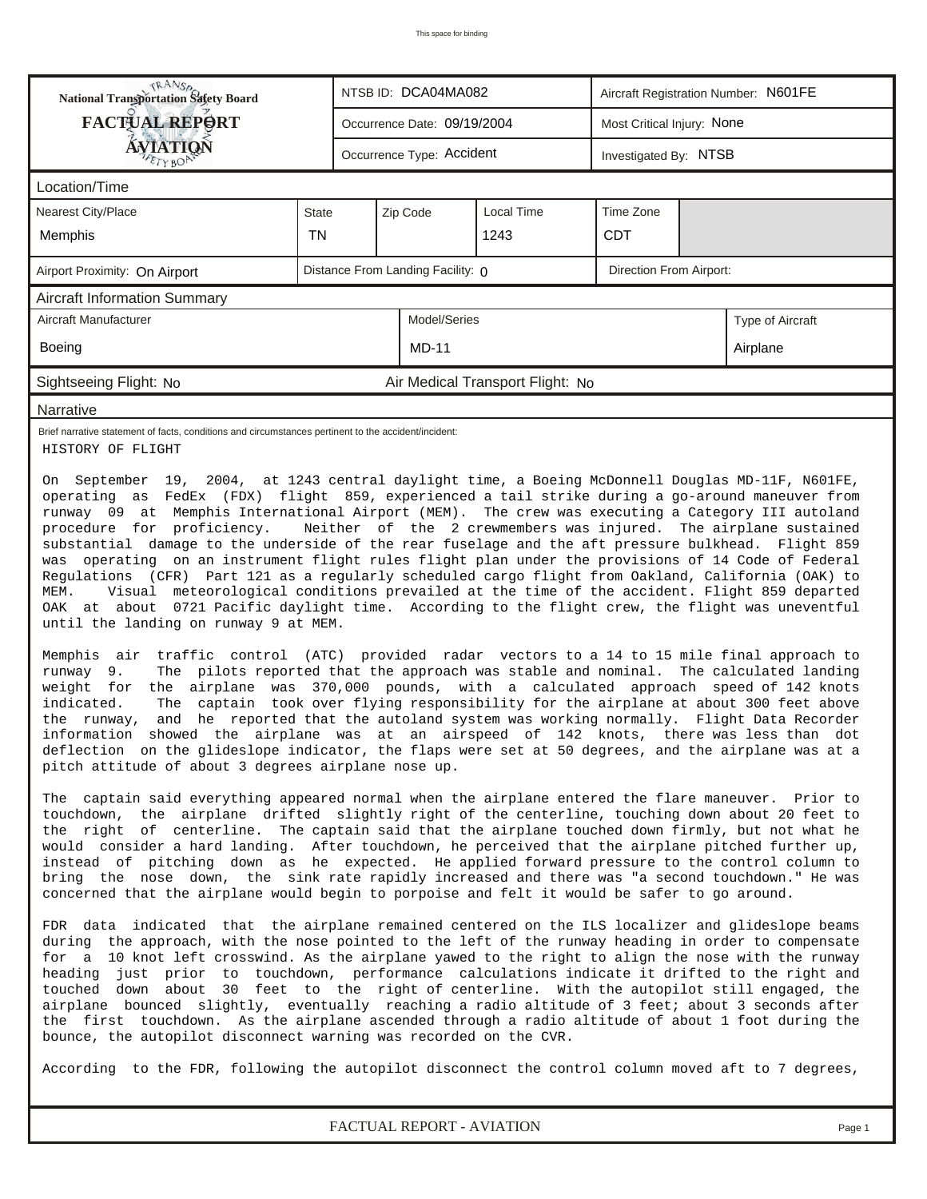# National Transportation Safety Board
## FACTUAL REPORT
## AVIATION

| NTSB ID: DCA04MA082 | Aircraft Registration Number: N601FE |
|---|---|
| Occurrence Date: 09/19/2004 | Most Critical Injury: None |
| Occurrence Type: Accident | Investigated By: NTSB |

### Location/Time

| Nearest City/Place | State | Zip Code | Local Time | Time Zone |
|---|---|---|---|---|
| Memphis | TN | | 1243 | CDT |

| Airport Proximity: On Airport | Distance From Landing Facility: 0 | Direction From Airport: |
|---|---|---|

### Aircraft Information Summary

| Aircraft Manufacturer | Model/Series | Type of Aircraft |
|---|---|---|
| Boeing | MD-11 | Airplane |

Sightseeing Flight: No    Air Medical Transport Flight: No

### Narrative

Brief narrative statement of facts, conditions and circumstances pertinent to the accident/incident:

HISTORY OF FLIGHT

On September 19, 2004, at 1243 central daylight time, a Boeing McDonnell Douglas MD-11F, N601FE, operating as FedEx (FDX) flight 859, experienced a tail strike during a go-around maneuver from runway 09 at Memphis International Airport (MEM). The crew was executing a Category III autoland procedure for proficiency. Neither of the 2 crewmembers was injured. The airplane sustained substantial damage to the underside of the rear fuselage and the aft pressure bulkhead. Flight 859 was operating on an instrument flight rules flight plan under the provisions of 14 Code of Federal Regulations (CFR) Part 121 as a regularly scheduled cargo flight from Oakland, California (OAK) to MEM. Visual meteorological conditions prevailed at the time of the accident. Flight 859 departed OAK at about 0721 Pacific daylight time. According to the flight crew, the flight was uneventful until the landing on runway 9 at MEM.

Memphis air traffic control (ATC) provided radar vectors to a 14 to 15 mile final approach to runway 9. The pilots reported that the approach was stable and nominal. The calculated landing weight for the airplane was 370,000 pounds, with a calculated approach speed of 142 knots indicated. The captain took over flying responsibility for the airplane at about 300 feet above the runway, and he reported that the autoland system was working normally. Flight Data Recorder information showed the airplane was at an airspeed of 142 knots, there was less than dot deflection on the glideslope indicator, the flaps were set at 50 degrees, and the airplane was at a pitch attitude of about 3 degrees airplane nose up.

The captain said everything appeared normal when the airplane entered the flare maneuver. Prior to touchdown, the airplane drifted slightly right of the centerline, touching down about 20 feet to the right of centerline. The captain said that the airplane touched down firmly, but not what he would consider a hard landing. After touchdown, he perceived that the airplane pitched further up, instead of pitching down as he expected. He applied forward pressure to the control column to bring the nose down, the sink rate rapidly increased and there was "a second touchdown." He was concerned that the airplane would begin to porpoise and felt it would be safer to go around.

FDR data indicated that the airplane remained centered on the ILS localizer and glideslope beams during the approach, with the nose pointed to the left of the runway heading in order to compensate for a 10 knot left crosswind. As the airplane yawed to the right to align the nose with the runway heading just prior to touchdown, performance calculations indicate it drifted to the right and touched down about 30 feet to the right of centerline. With the autopilot still engaged, the airplane bounced slightly, eventually reaching a radio altitude of 3 feet; about 3 seconds after the first touchdown. As the airplane ascended through a radio altitude of about 1 foot during the bounce, the autopilot disconnect warning was recorded on the CVR.

According to the FDR, following the autopilot disconnect the control column moved aft to 7 degrees,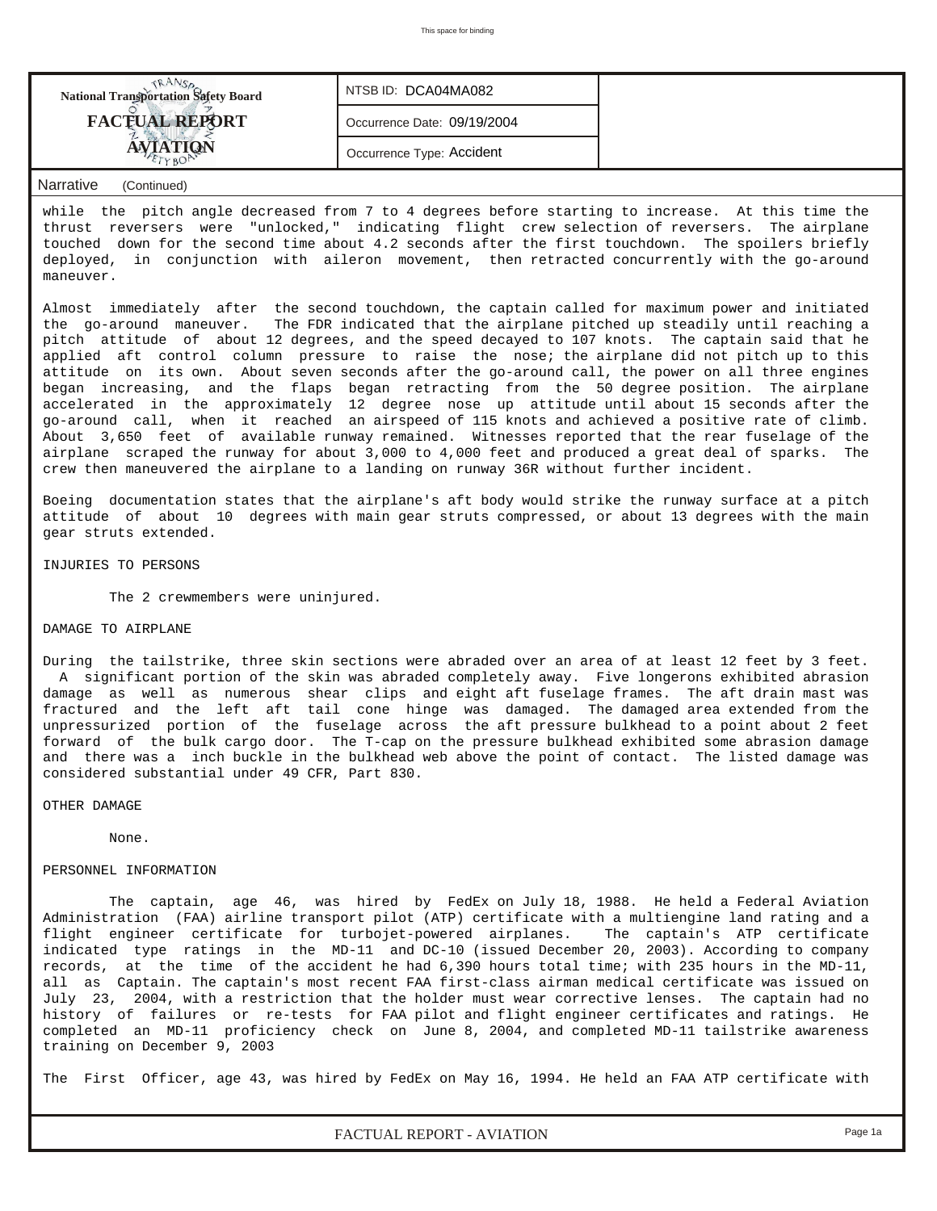**NTSB ID:** DCA04MA082

**Occurrence Date:** 09/19/2004

**Occurrence Type:** Accident

**Narrative** (Continued)

while the pitch angle decreased from 7 to 4 degrees before starting to increase. At this time the thrust reversers were "unlocked," indicating flight crew selection of reversers. The airplane touched down for the second time about 4.2 seconds after the first touchdown. The spoilers briefly deployed, in conjunction with aileron movement, then retracted concurrently with the go-around maneuver.

Almost immediately after the second touchdown, the captain called for maximum power and initiated the go-around maneuver. The FDR indicated that the airplane pitched up steadily until reaching a pitch attitude of about 12 degrees, and the speed decayed to 107 knots. The captain said that he applied aft control column pressure to raise the nose; the airplane did not pitch up to this attitude on its own. About seven seconds after the go-around call, the power on all three engines began increasing, and the flaps began retracting from the 50 degree position. The airplane accelerated in the approximately 12 degree nose up attitude until about 15 seconds after the go-around call, when it reached an airspeed of 115 knots and achieved a positive rate of climb. About 3,650 feet of available runway remained. Witnesses reported that the rear fuselage of the airplane scraped the runway for about 3,000 to 4,000 feet and produced a great deal of sparks. The crew then maneuvered the airplane to a landing on runway 36R without further incident.

Boeing documentation states that the airplane's aft body would strike the runway surface at a pitch attitude of about 10 degrees with main gear struts compressed, or about 13 degrees with the main gear struts extended.

INJURIES TO PERSONS

The 2 crewmembers were uninjured.

DAMAGE TO AIRPLANE

During the tailstrike, three skin sections were abraded over an area of at least 12 feet by 3 feet. A significant portion of the skin was abraded completely away. Five longerons exhibited abrasion damage as well as numerous shear clips and eight aft fuselage frames. The aft drain mast was fractured and the left aft tail cone hinge was damaged. The damaged area extended from the unpressurized portion of the fuselage across the aft pressure bulkhead to a point about 2 feet forward of the bulk cargo door. The T-cap on the pressure bulkhead exhibited some abrasion damage and there was a inch buckle in the bulkhead web above the point of contact. The listed damage was considered substantial under 49 CFR, Part 830.

OTHER DAMAGE

None.

PERSONNEL INFORMATION

The captain, age 46, was hired by FedEx on July 18, 1988. He held a Federal Aviation Administration (FAA) airline transport pilot (ATP) certificate with a multiengine land rating and a flight engineer certificate for turbojet-powered airplanes. The captain's ATP certificate indicated type ratings in the MD-11 and DC-10 (issued December 20, 2003). According to company records, at the time of the accident he had 6,390 hours total time; with 235 hours in the MD-11, all as Captain. The captain's most recent FAA first-class airman medical certificate was issued on July 23, 2004, with a restriction that the holder must wear corrective lenses. The captain had no history of failures or re-tests for FAA pilot and flight engineer certificates and ratings. He completed an MD-11 proficiency check on June 8, 2004, and completed MD-11 tailstrike awareness training on December 9, 2003

The First Officer, age 43, was hired by FedEx on May 16, 1994. He held an FAA ATP certificate with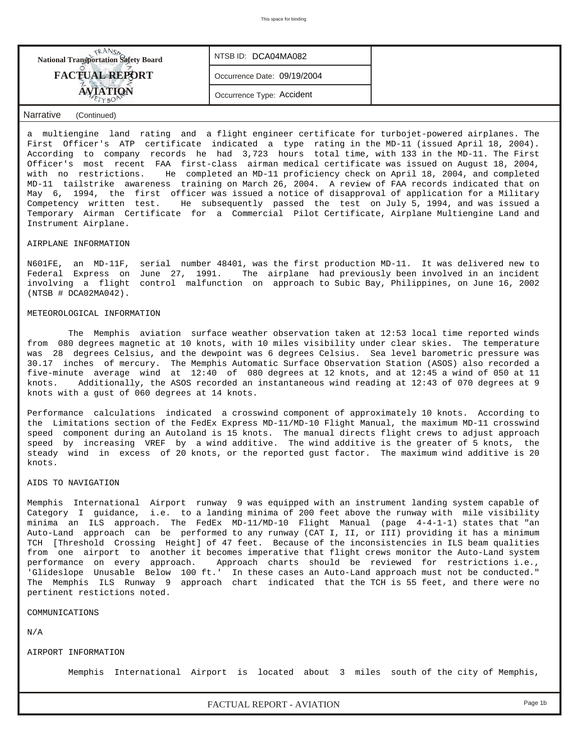Narrative (Continued)

a multiengine land rating and a flight engineer certificate for turbojet-powered airplanes. The First Officer's ATP certificate indicated a type rating in the MD-11 (issued April 18, 2004). According to company records he had 3,723 hours total time, with 133 in the MD-11. The First Officer's most recent FAA first-class airman medical certificate was issued on August 18, 2004, with no restrictions. He completed an MD-11 proficiency check on April 18, 2004, and completed MD-11 tailstrike awareness training on March 26, 2004. A review of FAA records indicated that on May 6, 1994, the first officer was issued a notice of disapproval of application for a Military Competency written test. He subsequently passed the test on July 5, 1994, and was issued a Temporary Airman Certificate for a Commercial Pilot Certificate, Airplane Multiengine Land and Instrument Airplane.

AIRPLANE INFORMATION

N601FE, an MD-11F, serial number 48401, was the first production MD-11. It was delivered new to Federal Express on June 27, 1991. The airplane had previously been involved in an incident involving a flight control malfunction on approach to Subic Bay, Philippines, on June 16, 2002 (NTSB # DCA02MA042).

METEOROLOGICAL INFORMATION

The Memphis aviation surface weather observation taken at 12:53 local time reported winds from 080 degrees magnetic at 10 knots, with 10 miles visibility under clear skies. The temperature was 28 degrees Celsius, and the dewpoint was 6 degrees Celsius. Sea level barometric pressure was 30.17 inches of mercury. The Memphis Automatic Surface Observation Station (ASOS) also recorded a five-minute average wind at 12:40 of 080 degrees at 12 knots, and at 12:45 a wind of 050 at 11 knots. Additionally, the ASOS recorded an instantaneous wind reading at 12:43 of 070 degrees at 9 knots with a gust of 060 degrees at 14 knots.

Performance calculations indicated a crosswind component of approximately 10 knots. According to the Limitations section of the FedEx Express MD-11/MD-10 Flight Manual, the maximum MD-11 crosswind speed component during an Autoland is 15 knots. The manual directs flight crews to adjust approach speed by increasing VREF by a wind additive. The wind additive is the greater of 5 knots, the steady wind in excess of 20 knots, or the reported gust factor. The maximum wind additive is 20 knots.

AIDS TO NAVIGATION

Memphis International Airport runway 9 was equipped with an instrument landing system capable of Category I guidance, i.e. to a landing minima of 200 feet above the runway with mile visibility minima an ILS approach. The FedEx MD-11/MD-10 Flight Manual (page 4-4-1-1) states that "an Auto-Land approach can be performed to any runway (CAT I, II, or III) providing it has a minimum TCH [Threshold Crossing Height] of 47 feet. Because of the inconsistencies in ILS beam qualities from one airport to another it becomes imperative that flight crews monitor the Auto-Land system performance on every approach. Approach charts should be reviewed for restrictions i.e., 'Glideslope Unusable Below 100 ft.' In these cases an Auto-Land approach must not be conducted." The Memphis ILS Runway 9 approach chart indicated that the TCH is 55 feet, and there were no pertinent restictions noted.

COMMUNICATIONS

N/A

AIRPORT INFORMATION

Memphis International Airport is located about 3 miles south of the city of Memphis,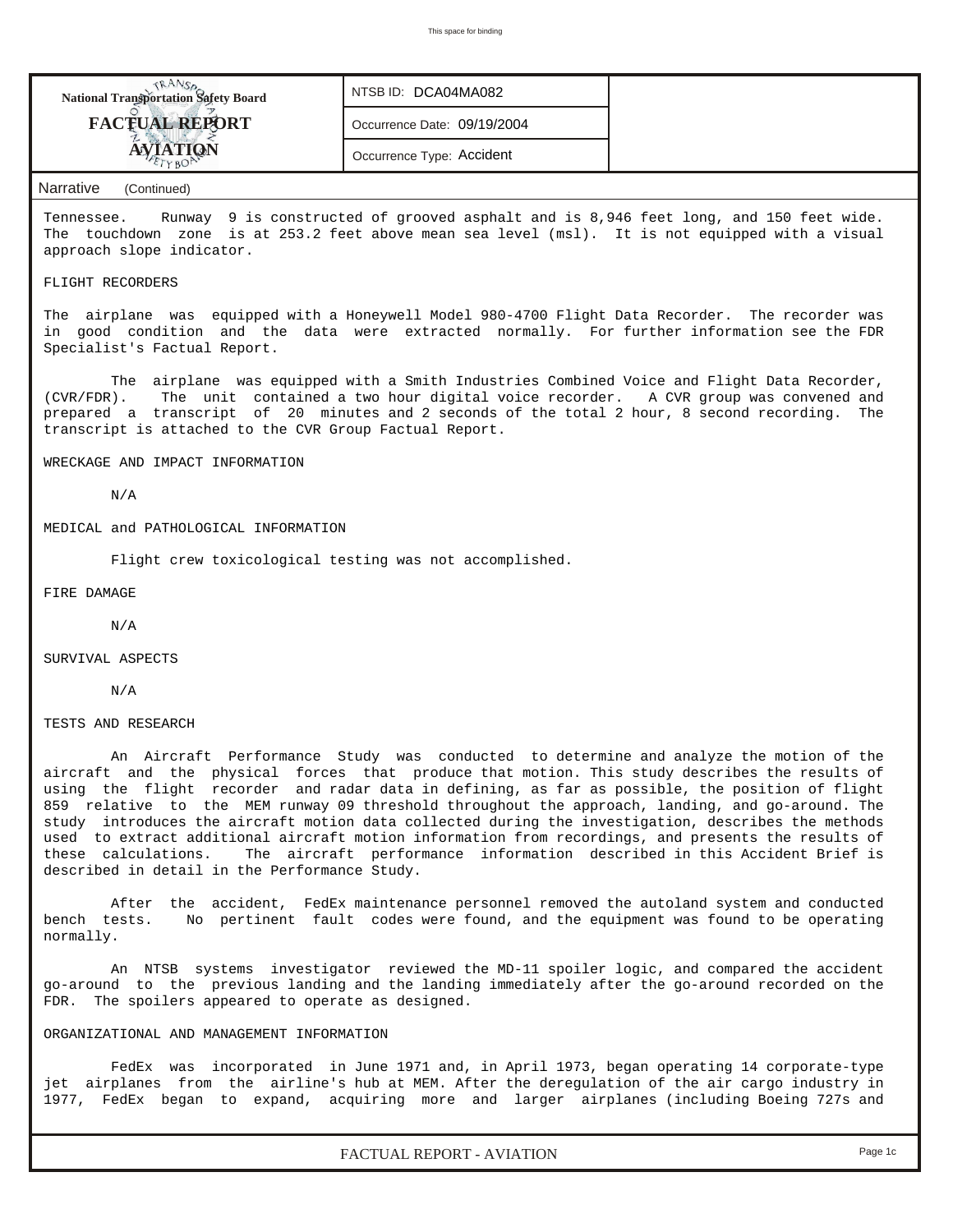Tennessee. Runway 9 is constructed of grooved asphalt and is 8,946 feet long, and 150 feet wide. The touchdown zone is at 253.2 feet above mean sea level (msl). It is not equipped with a visual approach slope indicator.

FLIGHT RECORDERS

The airplane was equipped with a Honeywell Model 980-4700 Flight Data Recorder. The recorder was in good condition and the data were extracted normally. For further information see the FDR Specialist's Factual Report.

The airplane was equipped with a Smith Industries Combined Voice and Flight Data Recorder, (CVR/FDR). The unit contained a two hour digital voice recorder. A CVR group was convened and prepared a transcript of 20 minutes and 2 seconds of the total 2 hour, 8 second recording. The transcript is attached to the CVR Group Factual Report.

WRECKAGE AND IMPACT INFORMATION

N/A

MEDICAL and PATHOLOGICAL INFORMATION

Flight crew toxicological testing was not accomplished.

FIRE DAMAGE

N/A

SURVIVAL ASPECTS

N/A

TESTS AND RESEARCH

An Aircraft Performance Study was conducted to determine and analyze the motion of the aircraft and the physical forces that produce that motion. This study describes the results of using the flight recorder and radar data in defining, as far as possible, the position of flight 859 relative to the MEM runway 09 threshold throughout the approach, landing, and go-around. The study introduces the aircraft motion data collected during the investigation, describes the methods used to extract additional aircraft motion information from recordings, and presents the results of these calculations. The aircraft performance information described in this Accident Brief is described in detail in the Performance Study.

After the accident, FedEx maintenance personnel removed the autoland system and conducted bench tests. No pertinent fault codes were found, and the equipment was found to be operating normally.

An NTSB systems investigator reviewed the MD-11 spoiler logic, and compared the accident go-around to the previous landing and the landing immediately after the go-around recorded on the FDR. The spoilers appeared to operate as designed.

ORGANIZATIONAL AND MANAGEMENT INFORMATION

FedEx was incorporated in June 1971 and, in April 1973, began operating 14 corporate-type jet airplanes from the airline's hub at MEM. After the deregulation of the air cargo industry in 1977, FedEx began to expand, acquiring more and larger airplanes (including Boeing 727s and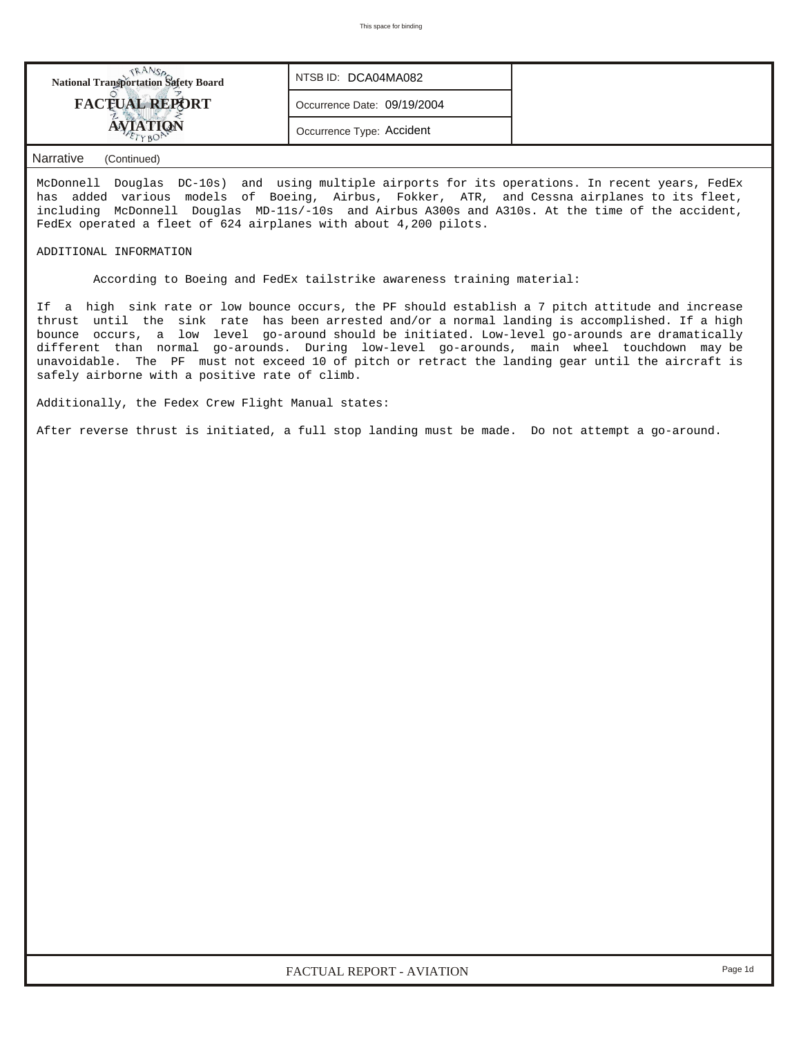National Transportation Safety Board

**FACTUAL REPORT**

**AVIATION**

| NTSB ID: DCA04MA082 |
|---|
| Occurrence Date: 09/19/2004 |
| Occurrence Type: Accident |

Narrative (Continued)

McDonnell Douglas DC-10s) and using multiple airports for its operations. In recent years, FedEx has added various models of Boeing, Airbus, Fokker, ATR, and Cessna airplanes to its fleet, including McDonnell Douglas MD-11s/-10s and Airbus A300s and A310s. At the time of the accident, FedEx operated a fleet of 624 airplanes with about 4,200 pilots.

ADDITIONAL INFORMATION

According to Boeing and FedEx tailstrike awareness training material:

If a high sink rate or low bounce occurs, the PF should establish a 7 pitch attitude and increase thrust until the sink rate has been arrested and/or a normal landing is accomplished. If a high bounce occurs, a low level go-around should be initiated. Low-level go-arounds are dramatically different than normal go-arounds. During low-level go-arounds, main wheel touchdown may be unavoidable. The PF must not exceed 10 of pitch or retract the landing gear until the aircraft is safely airborne with a positive rate of climb.

Additionally, the Fedex Crew Flight Manual states:

After reverse thrust is initiated, a full stop landing must be made. Do not attempt a go-around.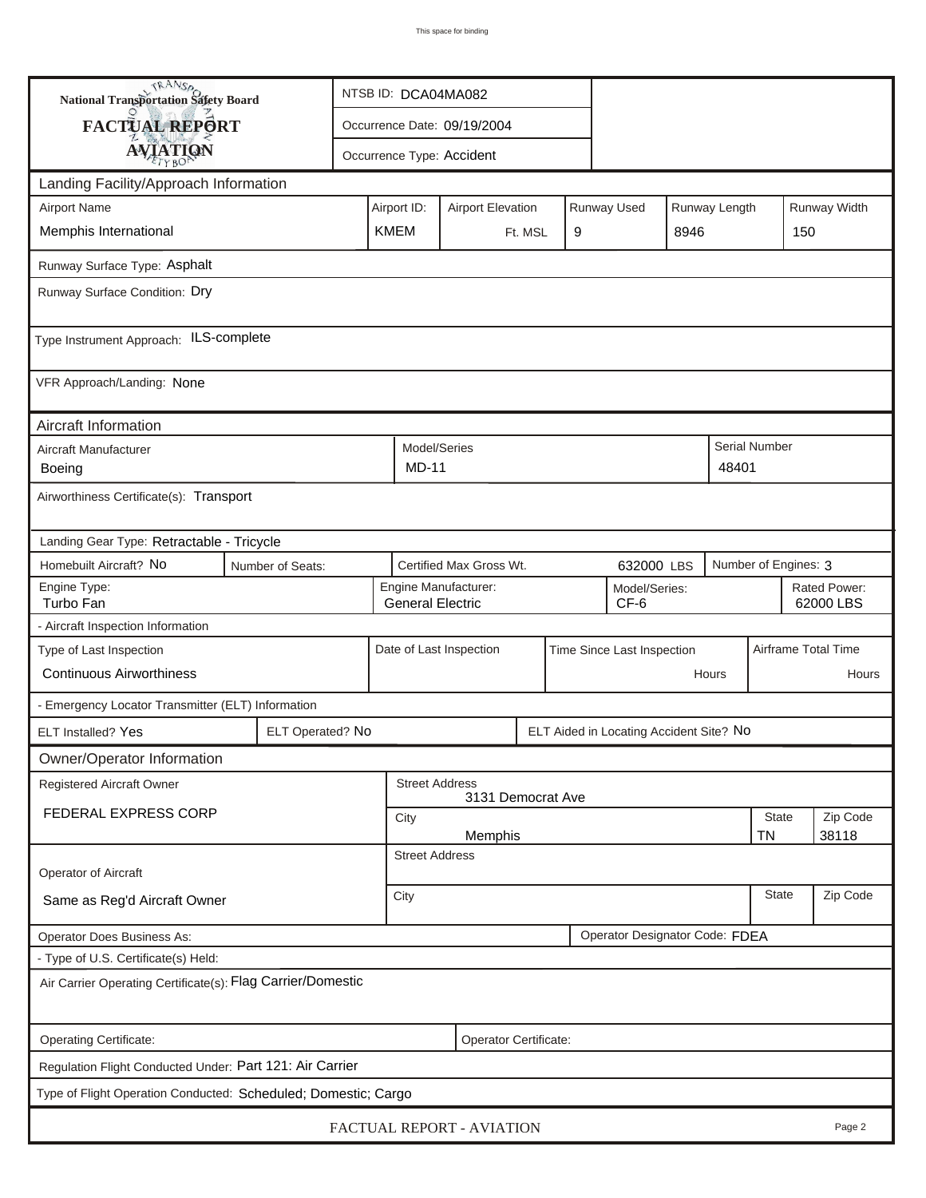This space for binding

| National Transportation Safety Board FACTUAL REPORT AVIATION | NTSB ID: DCA04MA082 |
|---|---|
| | Occurrence Date: 09/19/2004 |
| | Occurrence Type: Accident |

## Landing Facility/Approach Information

| Airport Name | Airport ID: | Airport Elevation | Runway Used | Runway Length | Runway Width |
|---|---|---|---|---|---|
| Memphis International | KMEM | Ft. MSL | 9 | 8946 | 150 |

Runway Surface Type: Asphalt

Runway Surface Condition: Dry

Type Instrument Approach: ILS-complete

VFR Approach/Landing: None

## Aircraft Information

| Aircraft Manufacturer | Model/Series | Serial Number |
|---|---|---|
| Boeing | MD-11 | 48401 |

Airworthiness Certificate(s): Transport

Landing Gear Type: Retractable - Tricycle

| Homebuilt Aircraft? No | Number of Seats: | Certified Max Gross Wt. | 632000 LBS | Number of Engines: 3 |
|---|---|---|---|---|

| Engine Type: | Engine Manufacturer: | Model/Series: | Rated Power: |
|---|---|---|---|
| Turbo Fan | General Electric | CF-6 | 62000 LBS |

- Aircraft Inspection Information

| Type of Last Inspection | Date of Last Inspection | Time Since Last Inspection | Airframe Total Time |
|---|---|---|---|
| Continuous Airworthiness | | Hours | Hours |

- Emergency Locator Transmitter (ELT) Information

| ELT Installed? Yes | ELT Operated? No | ELT Aided in Locating Accident Site? No |
|---|---|---|

## Owner/Operator Information

| Registered Aircraft Owner | Street Address | | |
|---|---|---|---|
| FEDERAL EXPRESS CORP | 3131 Democrat Ave | | |
| | City | State | Zip Code |
| | Memphis | TN | 38118 |

| Operator of Aircraft | Street Address | | |
|---|---|---|---|
| Same as Reg'd Aircraft Owner | City | State | Zip Code |

| Operator Does Business As: | Operator Designator Code: FDEA |
|---|---|

- Type of U.S. Certificate(s) Held:

Air Carrier Operating Certificate(s): Flag Carrier/Domestic

| Operating Certificate: | Operator Certificate: |
|---|---|

Regulation Flight Conducted Under: Part 121: Air Carrier

Type of Flight Operation Conducted: Scheduled; Domestic; Cargo

FACTUAL REPORT - AVIATION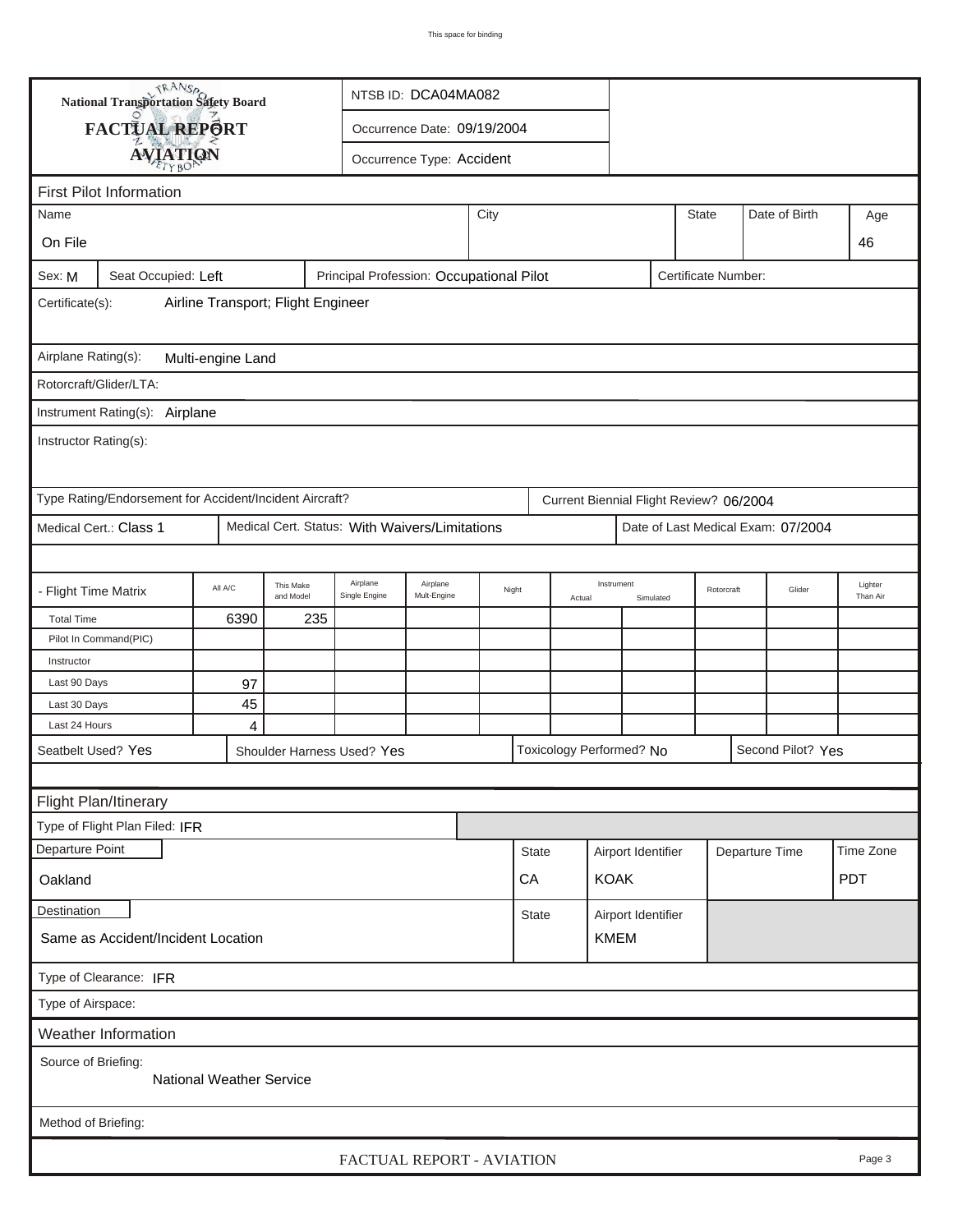This space for binding

**National Transportation Safety Board**

**FACTUAL REPORT**

**AVIATION**

NTSB ID: DCA04MA082

Occurrence Date: 09/19/2004

Occurrence Type: Accident

## First Pilot Information

| Name | City | State | Date of Birth | Age |
|---|---|---|---|---|
| On File | | | | 46 |

Sex: M | Seat Occupied: Left | Principal Profession: Occupational Pilot | Certificate Number:

Certificate(s): Airline Transport; Flight Engineer

Airplane Rating(s): Multi-engine Land

Rotorcraft/Glider/LTA:

Instrument Rating(s): Airplane

Instructor Rating(s):

Type Rating/Endorsement for Accident/Incident Aircraft? | Current Biennial Flight Review? 06/2004

Medical Cert.: Class 1 | Medical Cert. Status: With Waivers/Limitations | Date of Last Medical Exam: 07/2004

| - Flight Time Matrix | All A/C | This Make and Model | Airplane Single Engine | Airplane Mult-Engine | Night | Instrument Actual | Instrument Simulated | Rotorcraft | Glider | Lighter Than Air |
|---|---|---|---|---|---|---|---|---|---|---|
| Total Time | 6390 | 235 | | | | | | | | |
| Pilot In Command(PIC) | | | | | | | | | | |
| Instructor | | | | | | | | | | |
| Last 90 Days | 97 | | | | | | | | | |
| Last 30 Days | 45 | | | | | | | | | |
| Last 24 Hours | 4 | | | | | | | | | |

Seatbelt Used? Yes | Shoulder Harness Used? Yes | Toxicology Performed? No | Second Pilot? Yes

## Flight Plan/Itinerary

Type of Flight Plan Filed: IFR

| Departure Point | State | Airport Identifier | Departure Time | Time Zone |
|---|---|---|---|---|
| Oakland | CA | KOAK | | PDT |

| Destination | State | Airport Identifier |
|---|---|---|
| Same as Accident/Incident Location | | KMEM |

Type of Clearance: IFR

Type of Airspace:

## Weather Information

Source of Briefing:
National Weather Service

Method of Briefing:

FACTUAL REPORT - AVIATION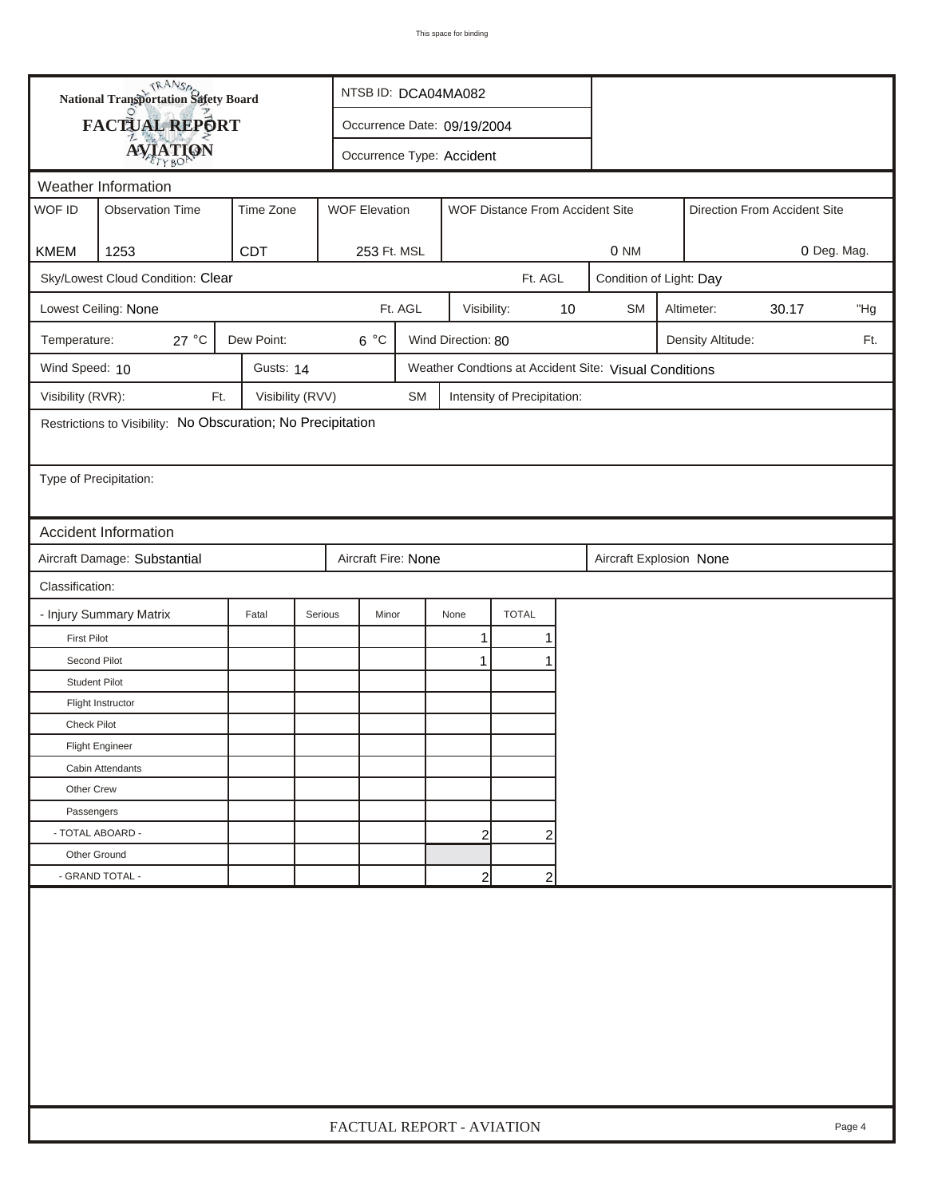This space for binding

**National Transportation Safety Board**

# FACTUAL REPORT AVIATION

NTSB ID: DCA04MA082

Occurrence Date: 09/19/2004

Occurrence Type: Accident

## Weather Information

| WOF ID | Observation Time | Time Zone | WOF Elevation | WOF Distance From Accident Site | Direction From Accident Site |
|---|---|---|---|---|---|
| KMEM | 1253 | CDT | 253 Ft. MSL | 0 NM | 0 Deg. Mag. |

Sky/Lowest Cloud Condition: Clear Ft. AGL

Condition of Light: Day

Lowest Ceiling: None Ft. AGL

Visibility: 10 SM

Altimeter: 30.17 "Hg

Temperature: 27 °C

Dew Point: 6 °C

Wind Direction: 80

Density Altitude: Ft.

Wind Speed: 10

Gusts: 14

Weather Condtions at Accident Site: Visual Conditions

Visibility (RVR): Ft.

Visibility (RVV) SM

Intensity of Precipitation:

Restrictions to Visibility: No Obscuration; No Precipitation

Type of Precipitation:

## Accident Information

Aircraft Damage: Substantial

Aircraft Fire: None

Aircraft Explosion None

Classification:

| - Injury Summary Matrix | Fatal | Serious | Minor | None | TOTAL |
|---|---|---|---|---|---|
| First Pilot | | | | 1 | 1 |
| Second Pilot | | | | 1 | 1 |
| Student Pilot | | | | | |
| Flight Instructor | | | | | |
| Check Pilot | | | | | |
| Flight Engineer | | | | | |
| Cabin Attendants | | | | | |
| Other Crew | | | | | |
| Passengers | | | | | |
| - TOTAL ABOARD - | | | | 2 | 2 |
| Other Ground | | | | | |
| - GRAND TOTAL - | | | | 2 | 2 |

FACTUAL REPORT - AVIATION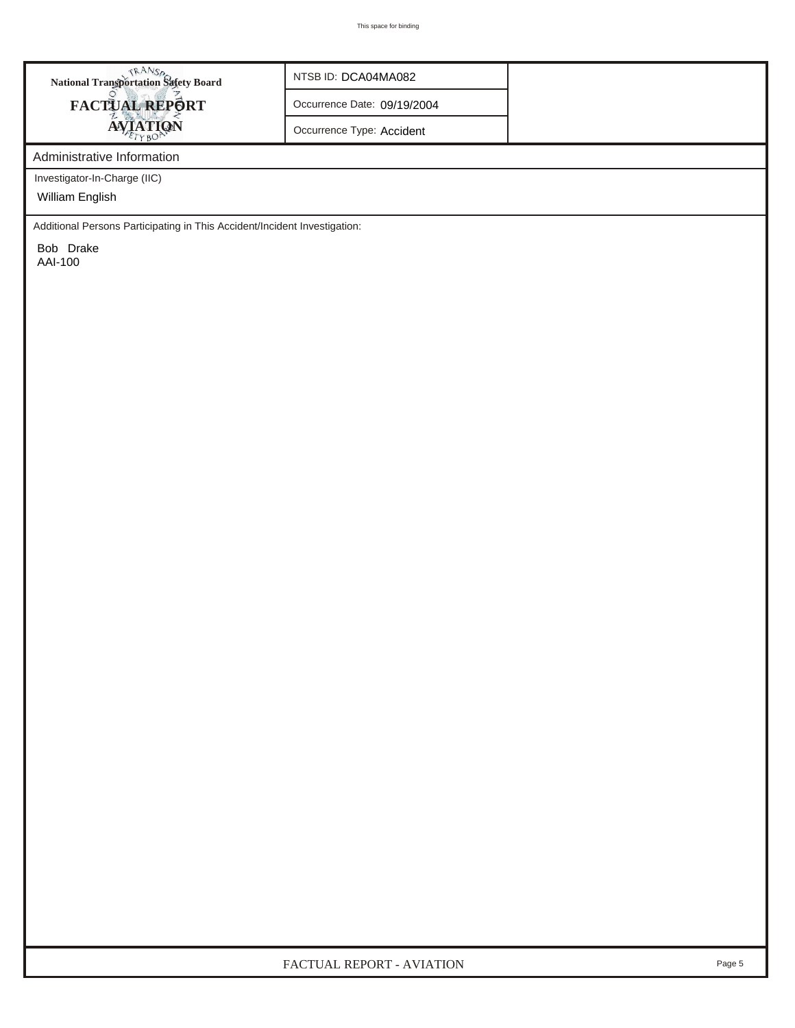**National Transportation Safety Board**

**FACTUAL REPORT**

**AVIATION**

| | |
|---|---|
| NTSB ID: DCA04MA082 | |
| Occurrence Date: 09/19/2004 | |
| Occurrence Type: Accident | |

## Administrative Information

Investigator-In-Charge (IIC)

William English

Additional Persons Participating in This Accident/Incident Investigation:

Bob Drake
AAI-100